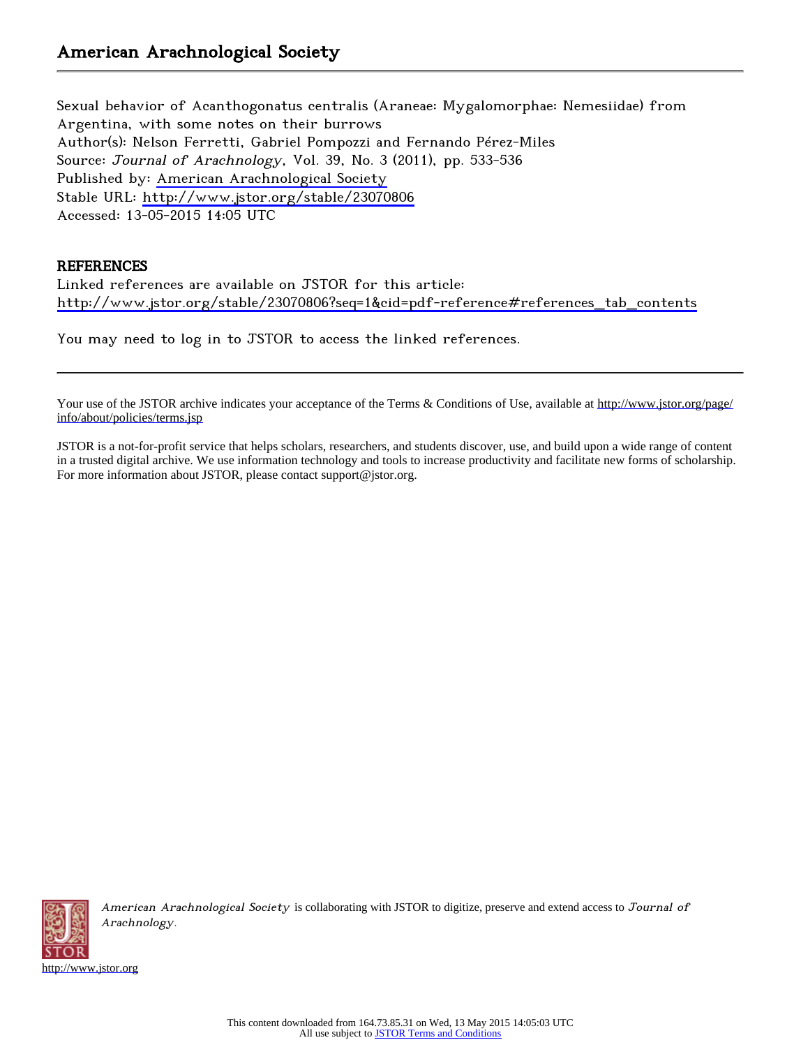# American Arachnological Society

Sexual behavior of Acanthogonatus centralis (Araneae: Mygalomorphae: Nemesiidae) from Argentina, with some notes on their burrows
Author(s): Nelson Ferretti, Gabriel Pompozzi and Fernando Pérez-Miles
Source: *Journal of Arachnology*, Vol. 39, No. 3 (2011), pp. 533-536
Published by: American Arachnological Society
Stable URL: http://www.jstor.org/stable/23070806
Accessed: 13-05-2015 14:05 UTC

## REFERENCES

Linked references are available on JSTOR for this article:
http://www.jstor.org/stable/23070806?seq=1&cid=pdf-reference#references_tab_contents

You may need to log in to JSTOR to access the linked references.

---

Your use of the JSTOR archive indicates your acceptance of the Terms & Conditions of Use, available at http://www.jstor.org/page/info/about/policies/terms.jsp

JSTOR is a not-for-profit service that helps scholars, researchers, and students discover, use, and build upon a wide range of content in a trusted digital archive. We use information technology and tools to increase productivity and facilitate new forms of scholarship. For more information about JSTOR, please contact support@jstor.org.

*American Arachnological Society* is collaborating with JSTOR to digitize, preserve and extend access to *Journal of Arachnology*.

http://www.jstor.org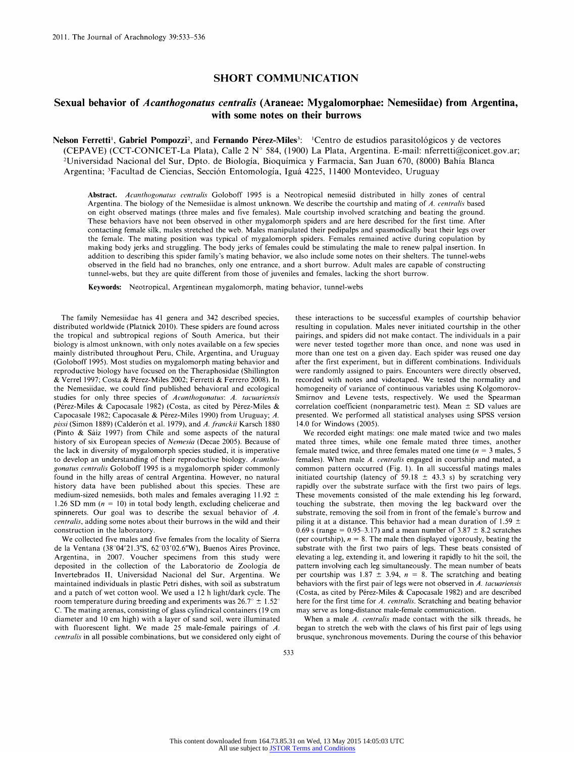## SHORT COMMUNICATION

# Sexual behavior of *Acanthogonatus centralis* (Araneae: Mygalomorphae: Nemesiidae) from Argentina, with some notes on their burrows

**Nelson Ferretti**[1], **Gabriel Pompozzi**[2], and **Fernando Pérez-Miles**[3]: [1]Centro de estudios parasitológicos y de vectores (CEPAVE) (CCT-CONICET-La Plata), Calle 2 N° 584, (1900) La Plata, Argentina. E-mail: nferretti@conicet.gov.ar; [2]Universidad Nacional del Sur, Dpto. de Biología, Bioquímica y Farmacia, San Juan 670, (8000) Bahía Blanca Argentina; [3]Facultad de Ciencias, Sección Entomología, Iguá 4225, 11400 Montevideo, Uruguay

**Abstract.** *Acanthogonatus centralis* Goloboff 1995 is a Neotropical nemesiid distributed in hilly zones of central Argentina. The biology of the Nemesiidae is almost unknown. We describe the courtship and mating of *A. centralis* based on eight observed matings (three males and five females). Male courtship involved scratching and beating the ground. These behaviors have not been observed in other mygalomorph spiders and are here described for the first time. After contacting female silk, males stretched the web. Males manipulated their pedipalps and spasmodically beat their legs over the female. The mating position was typical of mygalomorph spiders. Females remained active during copulation by making body jerks and struggling. The body jerks of females could be stimulating the male to renew palpal insertion. In addition to describing this spider family's mating behavior, we also include some notes on their shelters. The tunnel-webs observed in the field had no branches, only one entrance, and a short burrow. Adult males are capable of constructing tunnel-webs, but they are quite different from those of juveniles and females, lacking the short burrow.

**Keywords:** Neotropical, Argentinean mygalomorph, mating behavior, tunnel-webs

The family Nemesiidae has 41 genera and 342 described species, distributed worldwide (Platnick 2010). These spiders are found across the tropical and subtropical regions of South America, but their biology is almost unknown, with only notes available on a few species mainly distributed throughout Peru, Chile, Argentina, and Uruguay (Goloboff 1995). Most studies on mygalomorph mating behavior and reproductive biology have focused on the Theraphosidae (Shillington & Verrel 1997; Costa & Pérez-Miles 2002; Ferretti & Ferrero 2008). In the Nemesiidae, we could find published behavioral and ecological studies for only three species of *Acanthogonatus*: *A. tacuariensis* (Pérez-Miles & Capocasale 1982) (Costa, as cited by Pérez-Miles & Capocasale 1982; Capocasale & Pérez-Miles 1990) from Uruguay; *A. pissi* (Simon 1889) (Calderón et al. 1979), and *A. franckii* Karsch 1880 (Pinto & Sáiz 1997) from Chile and some aspects of the natural history of six European species of *Nemesia* (Decae 2005). Because of the lack in diversity of mygalomorph species studied, it is imperative to develop an understanding of their reproductive biology. *Acanthogonatus centralis* Goloboff 1995 is a mygalomorph spider commonly found in the hilly areas of central Argentina. However, no natural history data have been published about this species. These are medium-sized nemesiids, both males and females averaging 11.92 ± 1.26 SD mm ($n = 10$) in total body length, excluding chelicerae and spinnerets. Our goal was to describe the sexual behavior of *A. centralis*, adding some notes about their burrows in the wild and their construction in the laboratory.

We collected five males and five females from the locality of Sierra de la Ventana (38°04′21.3″S, 62°03′02.6″W), Buenos Aires Province, Argentina, in 2007. Voucher specimens from this study were deposited in the collection of the Laboratorio de Zoología de Invertebrados II, Universidad Nacional del Sur, Argentina. We maintained individuals in plastic Petri dishes, with soil as substratum and a patch of wet cotton wool. We used a 12 h light/dark cycle. The room temperature during breeding and experiments was 26.7° ± 1.52° C. The mating arenas, consisting of glass cylindrical containers (19 cm diameter and 10 cm high) with a layer of sand soil, were illuminated with fluorescent light. We made 25 male-female pairings of *A. centralis* in all possible combinations, but we considered only eight of these interactions to be successful examples of courtship behavior resulting in copulation. Males never initiated courtship in the other pairings, and spiders did not make contact. The individuals in a pair were never tested together more than once, and none was used in more than one test on a given day. Each spider was reused one day after the first experiment, but in different combinations. Individuals were randomly assigned to pairs. Encounters were directly observed, recorded with notes and videotaped. We tested the normality and homogeneity of variance of continuous variables using Kolgomorov-Smirnov and Levene tests, respectively. We used the Spearman correlation coefficient (nonparametric test). Mean ± SD values are presented. We performed all statistical analyses using SPSS version 14.0 for Windows (2005).

We recorded eight matings: one male mated twice and two males mated three times, while one female mated three times, another female mated twice, and three females mated one time ($n = 3$ males, 5 females). When male *A. centralis* engaged in courtship and mated, a common pattern occurred (Fig. 1). In all successful matings males initiated courtship (latency of 59.18 ± 43.3 s) by scratching very rapidly over the substrate surface with the first two pairs of legs. These movements consisted of the male extending his leg forward, touching the substrate, then moving the leg backward over the substrate, removing the soil from in front of the female's burrow and piling it at a distance. This behavior had a mean duration of 1.59 ± 0.69 s (range = 0.95–3.17) and a mean number of 3.87 ± 8.2 scratches (per courtship), $n = 8$. The male then displayed vigorously, beating the substrate with the first two pairs of legs. These beats consisted of elevating a leg, extending it, and lowering it rapidly to hit the soil, the pattern involving each leg simultaneously. The mean number of beats per courtship was 1.87 ± 3.94, $n = 8$. The scratching and beating behaviors with the first pair of legs were not observed in *A. tacuariensis* (Costa, as cited by Pérez-Miles & Capocasale 1982) and are described here for the first time for *A. centralis*. Scratching and beating behavior may serve as long-distance male-female communication.

When a male *A. centralis* made contact with the silk threads, he began to stretch the web with the claws of his first pair of legs using brusque, synchronous movements. During the course of this behavior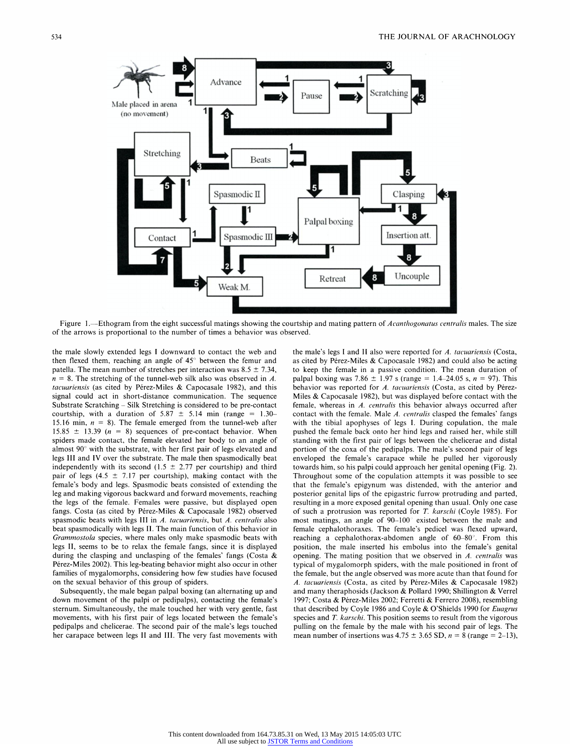Figure 1.—Ethogram from the eight successful matings showing the courtship and mating pattern of *Acanthogonatus centralis* males. The size of the arrows is proportional to the number of times a behavior was observed.

the male slowly extended legs I downward to contact the web and then flexed them, reaching an angle of 45° between the femur and patella. The mean number of stretches per interaction was 8.5 ± 7.34, $n$ = 8. The stretching of the tunnel-web silk also was observed in *A. tacuariensis* (as cited by Pérez-Miles & Capocasale 1982), and this signal could act in short-distance communication. The sequence Substrate Scratching – Silk Stretching is considered to be pre-contact courtship, with a duration of 5.87 ± 5.14 min (range = 1.30–15.16 min, $n$ = 8). The female emerged from the tunnel-web after 15.85 ± 13.39 ($n$ = 8) sequences of pre-contact behavior. When spiders made contact, the female elevated her body to an angle of almost 90° with the substrate, with her first pair of legs elevated and legs III and IV over the substrate. The male then spasmodically beat independently with its second (1.5 ± 2.77 per courtship) and third pair of legs (4.5 ± 7.17 per courtship), making contact with the female's body and legs. Spasmodic beats consisted of extending the leg and making vigorous backward and forward movements, reaching the legs of the female. Females were passive, but displayed open fangs. Costa (as cited by Pérez-Miles & Capocasale 1982) observed spasmodic beats with legs III in *A. tacuariensis*, but *A. centralis* also beat spasmodically with legs II. The main function of this behavior in *Grammostola* species, where males only make spasmodic beats with legs II, seems to be to relax the female fangs, since it is displayed during the clasping and unclasping of the females' fangs (Costa & Pérez-Miles 2002). This leg-beating behavior might also occur in other families of mygalomorphs, considering how few studies have focused on the sexual behavior of this group of spiders.

Subsequently, the male began palpal boxing (an alternating up and down movement of the palpi or pedipalps), contacting the female's sternum. Simultaneously, the male touched her with very gentle, fast movements, with his first pair of legs located between the female's pedipalps and chelicerae. The second pair of the male's legs touched her carapace between legs II and III. The very fast movements with the male's legs I and II also were reported for *A. tacuariensis* (Costa, as cited by Pérez-Miles & Capocasale 1982) and could also be acting to keep the female in a passive condition. The mean duration of palpal boxing was 7.86 ± 1.97 s (range = 1.4–24.05 s, $n$ = 97). This behavior was reported for *A. tacuariensis* (Costa, as cited by Pérez-Miles & Capocasale 1982), but was displayed before contact with the female, whereas in *A. centralis* this behavior always occurred after contact with the female. Male *A. centralis* clasped the females' fangs with the tibial apophyses of legs I. During copulation, the male pushed the female back onto her hind legs and raised her, while still standing with the first pair of legs between the chelicerae and distal portion of the coxa of the pedipalps. The male's second pair of legs enveloped the female's carapace while he pulled her vigorously towards him, so his palpi could approach her genital opening (Fig. 2). Throughout some of the copulation attempts it was possible to see that the female's epigynum was distended, with the anterior and posterior genital lips of the epigastric furrow protruding and parted, resulting in a more exposed genital opening than usual. Only one case of such a protrusion was reported for *T. karschi* (Coyle 1985). For most matings, an angle of 90–100° existed between the male and female cephalothoraxes. The female's pedicel was flexed upward, reaching a cephalothorax-abdomen angle of 60–80°. From this position, the male inserted his embolus into the female's genital opening. The mating position that we observed in *A. centralis* was typical of mygalomorph spiders, with the male positioned in front of the female, but the angle observed was more acute than that found for *A. tacuariensis* (Costa, as cited by Pérez-Miles & Capocasale 1982) and many theraphosids (Jackson & Pollard 1990; Shillington & Verrel 1997; Costa & Pérez-Miles 2002; Ferretti & Ferrero 2008), resembling that described by Coyle 1986 and Coyle & O'Shields 1990 for *Euagrus* species and *T. karschi*. This position seems to result from the vigorous pulling on the female by the male with his second pair of legs. The mean number of insertions was 4.75 ± 3.65 SD, $n$ = 8 (range = 2–13),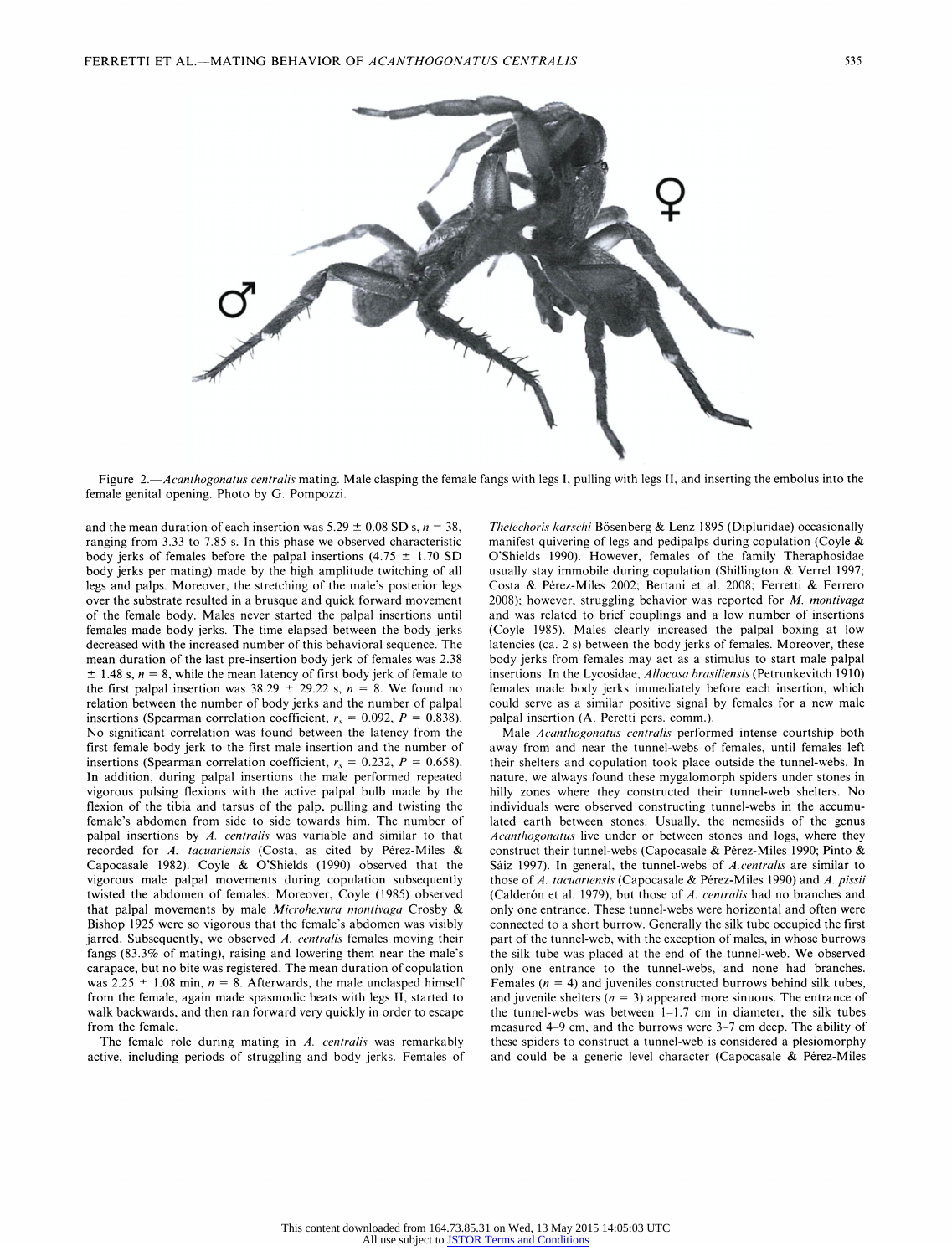Figure 2.—*Acanthogonatus centralis* mating. Male clasping the female fangs with legs I, pulling with legs II, and inserting the embolus into the female genital opening. Photo by G. Pompozzi.

and the mean duration of each insertion was 5.29 ± 0.08 SD s, $n = 38$, ranging from 3.33 to 7.85 s. In this phase we observed characteristic body jerks of females before the palpal insertions (4.75 ± 1.70 SD body jerks per mating) made by the high amplitude twitching of all legs and palps. Moreover, the stretching of the male's posterior legs over the substrate resulted in a brusque and quick forward movement of the female body. Males never started the palpal insertions until females made body jerks. The time elapsed between the body jerks decreased with the increased number of this behavioral sequence. The mean duration of the last pre-insertion body jerk of females was 2.38 ± 1.48 s, $n = 8$, while the mean latency of first body jerk of female to the first palpal insertion was 38.29 ± 29.22 s, $n = 8$. We found no relation between the number of body jerks and the number of palpal insertions (Spearman correlation coefficient, $r_s = 0.092$, $P = 0.838$). No significant correlation was found between the latency from the first female body jerk to the first male insertion and the number of insertions (Spearman correlation coefficient, $r_s = 0.232$, $P = 0.658$). In addition, during palpal insertions the male performed repeated vigorous pulsing flexions with the active palpal bulb made by the flexion of the tibia and tarsus of the palp, pulling and twisting the female's abdomen from side to side towards him. The number of palpal insertions by *A. centralis* was variable and similar to that recorded for *A. tacuariensis* (Costa, as cited by Pérez-Miles & Capocasale 1982). Coyle & O'Shields (1990) observed that the vigorous male palpal movements during copulation subsequently twisted the abdomen of females. Moreover, Coyle (1985) observed that palpal movements by male *Microhexura montivaga* Crosby & Bishop 1925 were so vigorous that the female's abdomen was visibly jarred. Subsequently, we observed *A. centralis* females moving their fangs (83.3% of mating), raising and lowering them near the male's carapace, but no bite was registered. The mean duration of copulation was 2.25 ± 1.08 min, $n = 8$. Afterwards, the male unclasped himself from the female, again made spasmodic beats with legs II, started to walk backwards, and then ran forward very quickly in order to escape from the female.

The female role during mating in *A. centralis* was remarkably active, including periods of struggling and body jerks. Females of *Thelechoris karschi* Bösenberg & Lenz 1895 (Dipluridae) occasionally manifest quivering of legs and pedipalps during copulation (Coyle & O'Shields 1990). However, females of the family Theraphosidae usually stay immobile during copulation (Shillington & Verrel 1997; Costa & Pérez-Miles 2002; Bertani et al. 2008; Ferretti & Ferrero 2008); however, struggling behavior was reported for *M. montivaga* and was related to brief couplings and a low number of insertions (Coyle 1985). Males clearly increased the palpal boxing at low latencies (ca. 2 s) between the body jerks of females. Moreover, these body jerks from females may act as a stimulus to start male palpal insertions. In the Lycosidae, *Allocosa brasiliensis* (Petrunkevitch 1910) females made body jerks immediately before each insertion, which could serve as a similar positive signal by females for a new male palpal insertion (A. Peretti pers. comm.).

Male *Acanthogonatus centralis* performed intense courtship both away from and near the tunnel-webs of females, until females left their shelters and copulation took place outside the tunnel-webs. In nature, we always found these mygalomorph spiders under stones in hilly zones where they constructed their tunnel-web shelters. No individuals were observed constructing tunnel-webs in the accumulated earth between stones. Usually, the nemesiids of the genus *Acanthogonatus* live under or between stones and logs, where they construct their tunnel-webs (Capocasale & Pérez-Miles 1990; Pinto & Sáiz 1997). In general, the tunnel-webs of *A. centralis* are similar to those of *A. tacuariensis* (Capocasale & Pérez-Miles 1990) and *A. pissii* (Calderón et al. 1979), but those of *A. centralis* had no branches and only one entrance. These tunnel-webs were horizontal and often were connected to a short burrow. Generally the silk tube occupied the first part of the tunnel-web, with the exception of males, in whose burrows the silk tube was placed at the end of the tunnel-web. We observed only one entrance to the tunnel-webs, and none had branches. Females ($n = 4$) and juveniles constructed burrows behind silk tubes, and juvenile shelters ($n = 3$) appeared more sinuous. The entrance of the tunnel-webs was between 1–1.7 cm in diameter, the silk tubes measured 4–9 cm, and the burrows were 3–7 cm deep. The ability of these spiders to construct a tunnel-web is considered a plesiomorphy and could be a generic level character (Capocasale & Pérez-Miles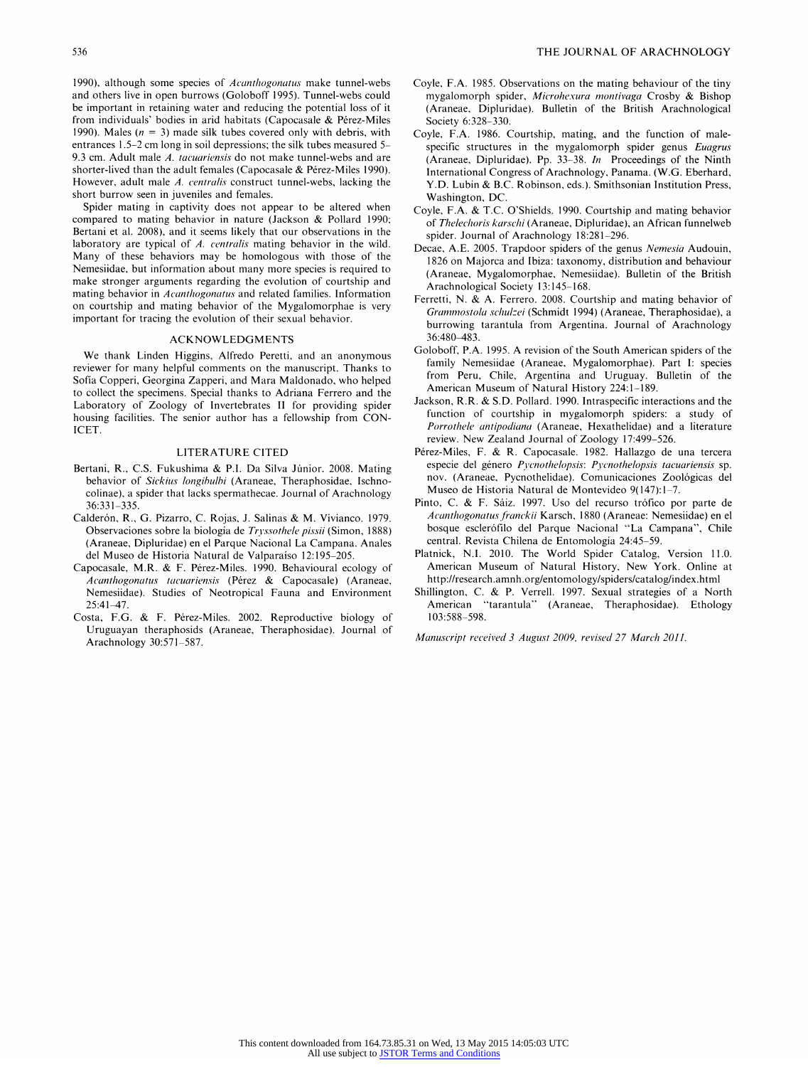1990), although some species of *Acanthogonatus* make tunnel-webs and others live in open burrows (Goloboff 1995). Tunnel-webs could be important in retaining water and reducing the potential loss of it from individuals' bodies in arid habitats (Capocasale & Pérez-Miles 1990). Males ($n = 3$) made silk tubes covered only with debris, with entrances 1.5–2 cm long in soil depressions; the silk tubes measured 5–9.3 cm. Adult male *A. tacuariensis* do not make tunnel-webs and are shorter-lived than the adult females (Capocasale & Pérez-Miles 1990). However, adult male *A. centralis* construct tunnel-webs, lacking the short burrow seen in juveniles and females.

Spider mating in captivity does not appear to be altered when compared to mating behavior in nature (Jackson & Pollard 1990; Bertani et al. 2008), and it seems likely that our observations in the laboratory are typical of *A. centralis* mating behavior in the wild. Many of these behaviors may be homologous with those of the Nemesiidae, but information about many more species is required to make stronger arguments regarding the evolution of courtship and mating behavior in *Acanthogonatus* and related families. Information on courtship and mating behavior of the Mygalomorphae is very important for tracing the evolution of their sexual behavior.

## ACKNOWLEDGMENTS

We thank Linden Higgins, Alfredo Peretti, and an anonymous reviewer for many helpful comments on the manuscript. Thanks to Sofía Copperi, Georgina Zapperi, and Mara Maldonado, who helped to collect the specimens. Special thanks to Adriana Ferrero and the Laboratory of Zoology of Invertebrates II for providing spider housing facilities. The senior author has a fellowship from CONICET.

## LITERATURE CITED

Bertani, R., C.S. Fukushima & P.I. Da Silva Júnior. 2008. Mating behavior of *Sickius longibulbi* (Araneae, Theraphosidae, Ischnocolinae), a spider that lacks spermathecae. Journal of Arachnology 36:331–335.

Calderón, R., G. Pizarro, C. Rojas, J. Salinas & M. Vivianco. 1979. Observaciones sobre la biología de *Tryssothele pissii* (Simon, 1888) (Araneae, Dipluridae) en el Parque Nacional La Campana. Anales del Museo de Historia Natural de Valparaíso 12:195–205.

Capocasale, M.R. & F. Pérez-Miles. 1990. Behavioural ecology of *Acanthogonatus tacuariensis* (Pérez & Capocasale) (Araneae, Nemesiidae). Studies of Neotropical Fauna and Environment 25:41–47.

Costa, F.G. & F. Pérez-Miles. 2002. Reproductive biology of Uruguayan theraphosids (Araneae, Theraphosidae). Journal of Arachnology 30:571–587.

Coyle, F.A. 1985. Observations on the mating behaviour of the tiny mygalomorph spider, *Microhexura montivaga* Crosby & Bishop (Araneae, Dipluridae). Bulletin of the British Arachnological Society 6:328–330.

Coyle, F.A. 1986. Courtship, mating, and the function of male-specific structures in the mygalomorph spider genus *Euagrus* (Araneae, Dipluridae). Pp. 33–38. *In* Proceedings of the Ninth International Congress of Arachnology, Panama. (W.G. Eberhard, Y.D. Lubin & B.C. Robinson, eds.). Smithsonian Institution Press, Washington, DC.

Coyle, F.A. & T.C. O'Shields. 1990. Courtship and mating behavior of *Thelechoris karschi* (Araneae, Dipluridae), an African funnelweb spider. Journal of Arachnology 18:281–296.

Decae, A.E. 2005. Trapdoor spiders of the genus *Nemesia* Audouin, 1826 on Majorca and Ibiza: taxonomy, distribution and behaviour (Araneae, Mygalomorphae, Nemesiidae). Bulletin of the British Arachnological Society 13:145–168.

Ferretti, N. & A. Ferrero. 2008. Courtship and mating behavior of *Grammostola schulzei* (Schmidt 1994) (Araneae, Theraphosidae), a burrowing tarantula from Argentina. Journal of Arachnology 36:480–483.

Goloboff, P.A. 1995. A revision of the South American spiders of the family Nemesiidae (Araneae, Mygalomorphae). Part I: species from Peru, Chile, Argentina and Uruguay. Bulletin of the American Museum of Natural History 224:1–189.

Jackson, R.R. & S.D. Pollard. 1990. Intraspecific interactions and the function of courtship in mygalomorph spiders: a study of *Porrothele antipodiana* (Araneae, Hexathelidae) and a literature review. New Zealand Journal of Zoology 17:499–526.

Pérez-Miles, F. & R. Capocasale. 1982. Hallazgo de una tercera especie del género *Pycnothelopsis*: *Pycnothelopsis tacuariensis* sp. nov. (Araneae, Pycnothelidae). Comunicaciones Zoológicas del Museo de Historia Natural de Montevideo 9(147):1–7.

Pinto, C. & F. Sáiz. 1997. Uso del recurso trófico por parte de *Acanthogonatus franckii* Karsch, 1880 (Araneae: Nemesiidae) en el bosque esclerófilo del Parque Nacional "La Campana", Chile central. Revista Chilena de Entomología 24:45–59.

Platnick, N.I. 2010. The World Spider Catalog, Version 11.0. American Museum of Natural History, New York. Online at http://research.amnh.org/entomology/spiders/catalog/index.html

Shillington, C. & P. Verrell. 1997. Sexual strategies of a North American "tarantula" (Araneae, Theraphosidae). Ethology 103:588–598.

*Manuscript received 3 August 2009, revised 27 March 2011.*